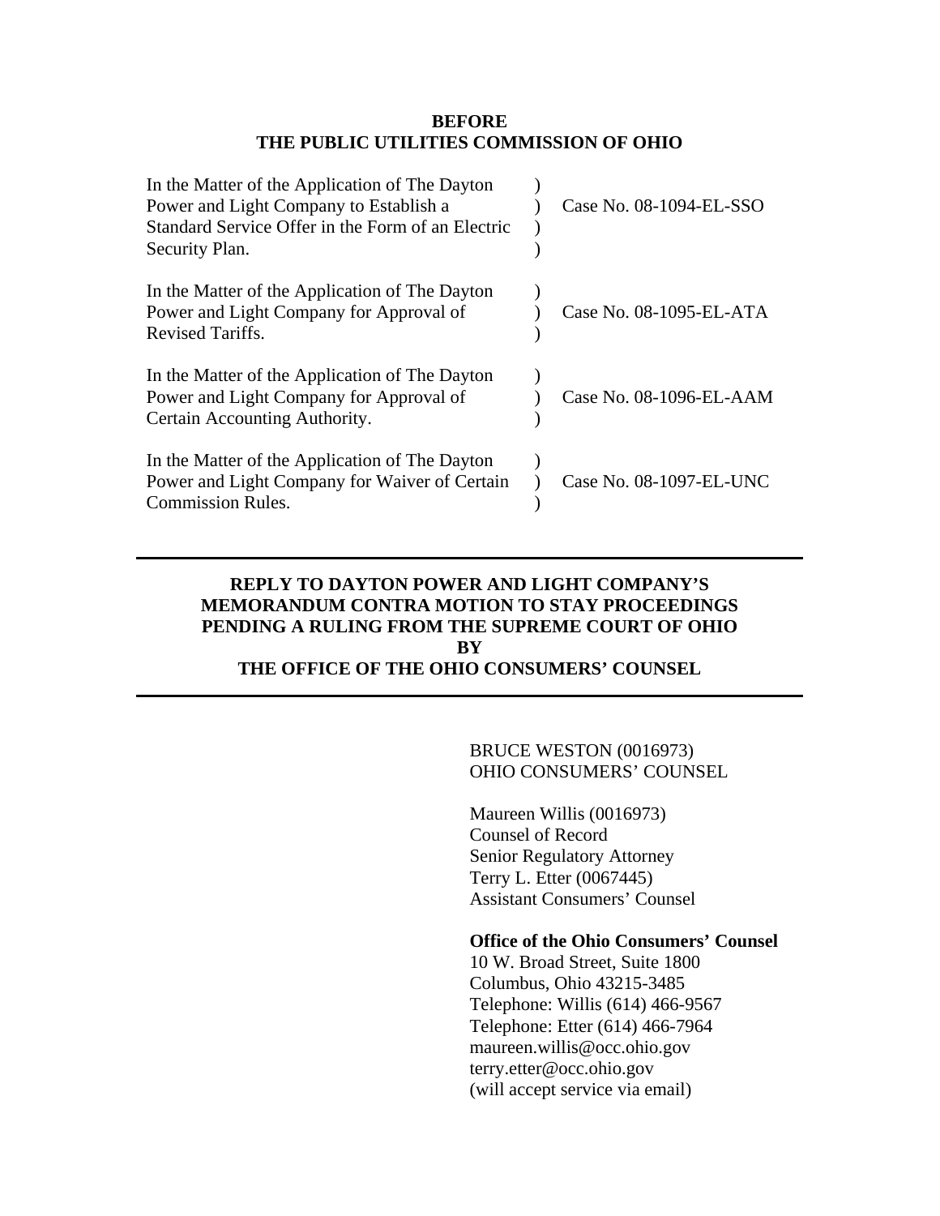**BEFORE**
**THE PUBLIC UTILITIES COMMISSION OF OHIO**

| | | |
|---|---|---|
| In the Matter of the Application of The Dayton Power and Light Company to Establish a Standard Service Offer in the Form of an Electric Security Plan. | ) | Case No. 08-1094-EL-SSO |
| In the Matter of the Application of The Dayton Power and Light Company for Approval of Revised Tariffs. | ) | Case No. 08-1095-EL-ATA |
| In the Matter of the Application of The Dayton Power and Light Company for Approval of Certain Accounting Authority. | ) | Case No. 08-1096-EL-AAM |
| In the Matter of the Application of The Dayton Power and Light Company for Waiver of Certain Commission Rules. | ) | Case No. 08-1097-EL-UNC |

---

**REPLY TO DAYTON POWER AND LIGHT COMPANY'S MEMORANDUM CONTRA MOTION TO STAY PROCEEDINGS PENDING A RULING FROM THE SUPREME COURT OF OHIO BY THE OFFICE OF THE OHIO CONSUMERS' COUNSEL**

---

BRUCE WESTON (0016973)
OHIO CONSUMERS' COUNSEL

Maureen Willis (0016973)
Counsel of Record
Senior Regulatory Attorney
Terry L. Etter (0067445)
Assistant Consumers' Counsel

**Office of the Ohio Consumers' Counsel**
10 W. Broad Street, Suite 1800
Columbus, Ohio 43215-3485
Telephone: Willis (614) 466-9567
Telephone: Etter (614) 466-7964
maureen.willis@occ.ohio.gov
terry.etter@occ.ohio.gov
(will accept service via email)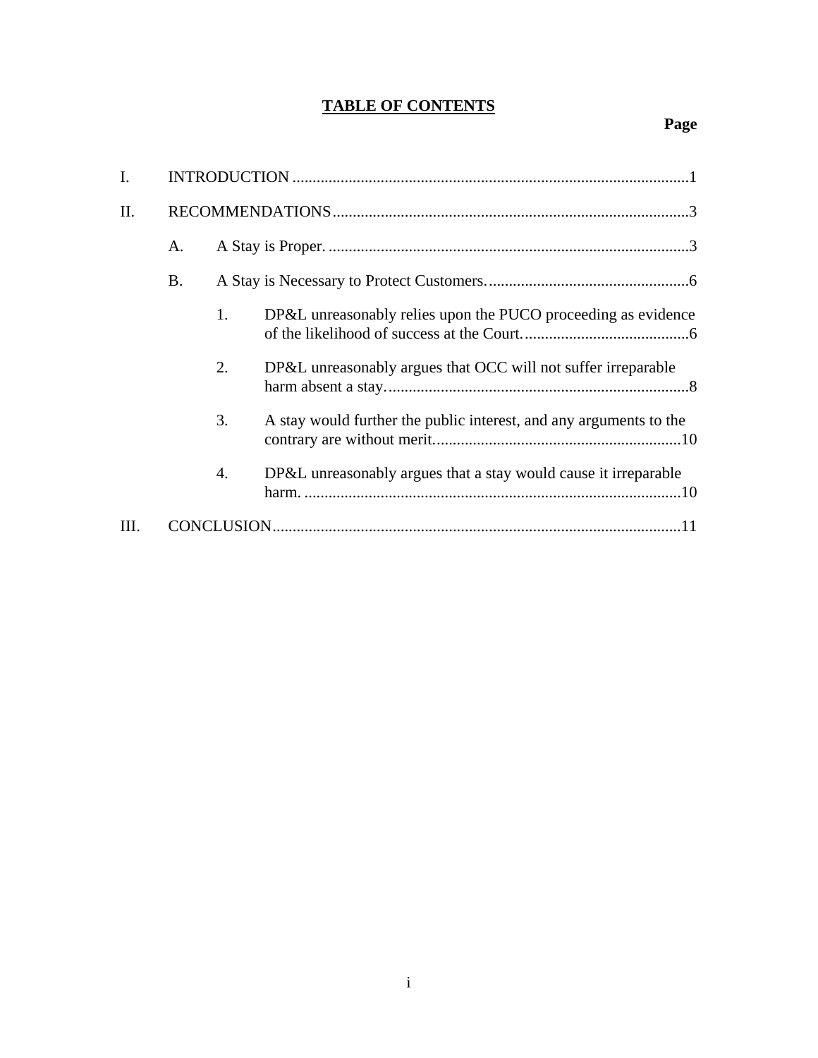## TABLE OF CONTENTS

**Page**

I. INTRODUCTION .......... 1

II. RECOMMENDATIONS .......... 3

   A. A Stay is Proper. .......... 3

   B. A Stay is Necessary to Protect Customers. .......... 6

      1. DP&L unreasonably relies upon the PUCO proceeding as evidence of the likelihood of success at the Court. .......... 6

      2. DP&L unreasonably argues that OCC will not suffer irreparable harm absent a stay. .......... 8

      3. A stay would further the public interest, and any arguments to the contrary are without merit. .......... 10

      4. DP&L unreasonably argues that a stay would cause it irreparable harm. .......... 10

III. CONCLUSION .......... 11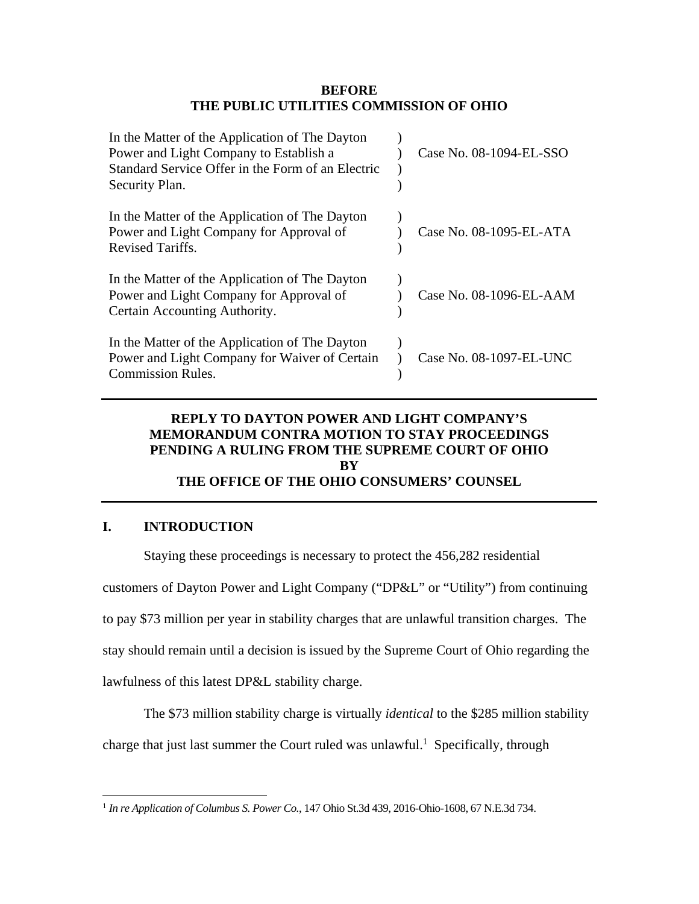**BEFORE**
**THE PUBLIC UTILITIES COMMISSION OF OHIO**

| | | |
|---|---|---|
| In the Matter of the Application of The Dayton Power and Light Company to Establish a Standard Service Offer in the Form of an Electric Security Plan. | ) | Case No. 08-1094-EL-SSO |
| In the Matter of the Application of The Dayton Power and Light Company for Approval of Revised Tariffs. | ) | Case No. 08-1095-EL-ATA |
| In the Matter of the Application of The Dayton Power and Light Company for Approval of Certain Accounting Authority. | ) | Case No. 08-1096-EL-AAM |
| In the Matter of the Application of The Dayton Power and Light Company for Waiver of Certain Commission Rules. | ) | Case No. 08-1097-EL-UNC |

**REPLY TO DAYTON POWER AND LIGHT COMPANY'S MEMORANDUM CONTRA MOTION TO STAY PROCEEDINGS PENDING A RULING FROM THE SUPREME COURT OF OHIO BY THE OFFICE OF THE OHIO CONSUMERS' COUNSEL**

## I. INTRODUCTION

Staying these proceedings is necessary to protect the 456,282 residential customers of Dayton Power and Light Company ("DP&L" or "Utility") from continuing to pay $73 million per year in stability charges that are unlawful transition charges. The stay should remain until a decision is issued by the Supreme Court of Ohio regarding the lawfulness of this latest DP&L stability charge.

The $73 million stability charge is virtually *identical* to the $285 million stability charge that just last summer the Court ruled was unlawful.[1] Specifically, through

[1] *In re Application of Columbus S. Power Co.*, 147 Ohio St.3d 439, 2016-Ohio-1608, 67 N.E.3d 734.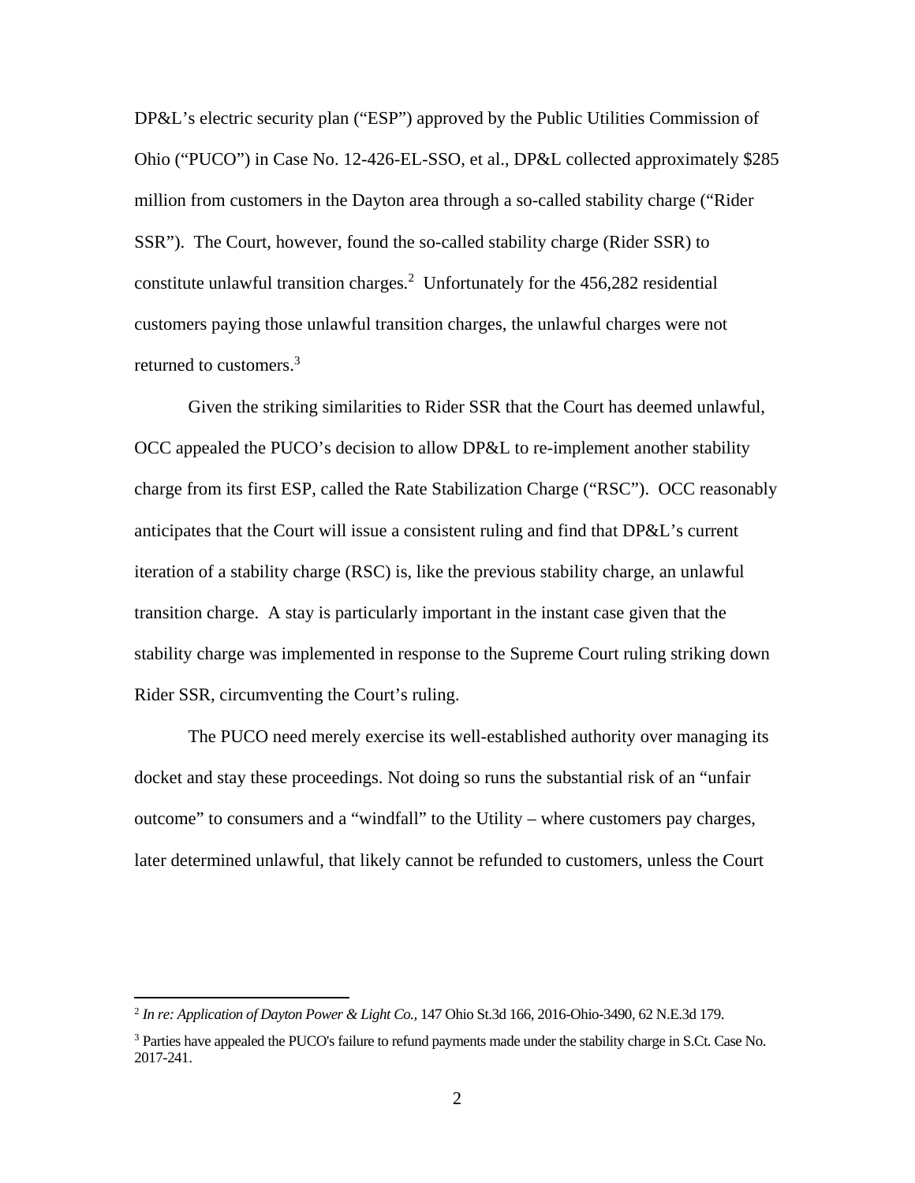DP&L's electric security plan ("ESP") approved by the Public Utilities Commission of Ohio ("PUCO") in Case No. 12-426-EL-SSO, et al., DP&L collected approximately $285 million from customers in the Dayton area through a so-called stability charge ("Rider SSR"). The Court, however, found the so-called stability charge (Rider SSR) to constitute unlawful transition charges.[2] Unfortunately for the 456,282 residential customers paying those unlawful transition charges, the unlawful charges were not returned to customers.[3]

Given the striking similarities to Rider SSR that the Court has deemed unlawful, OCC appealed the PUCO's decision to allow DP&L to re-implement another stability charge from its first ESP, called the Rate Stabilization Charge ("RSC"). OCC reasonably anticipates that the Court will issue a consistent ruling and find that DP&L's current iteration of a stability charge (RSC) is, like the previous stability charge, an unlawful transition charge. A stay is particularly important in the instant case given that the stability charge was implemented in response to the Supreme Court ruling striking down Rider SSR, circumventing the Court's ruling.

The PUCO need merely exercise its well-established authority over managing its docket and stay these proceedings. Not doing so runs the substantial risk of an "unfair outcome" to consumers and a "windfall" to the Utility – where customers pay charges, later determined unlawful, that likely cannot be refunded to customers, unless the Court

---

[2] *In re: Application of Dayton Power & Light Co.,* 147 Ohio St.3d 166, 2016-Ohio-3490, 62 N.E.3d 179.

[3] Parties have appealed the PUCO's failure to refund payments made under the stability charge in S.Ct. Case No. 2017-241.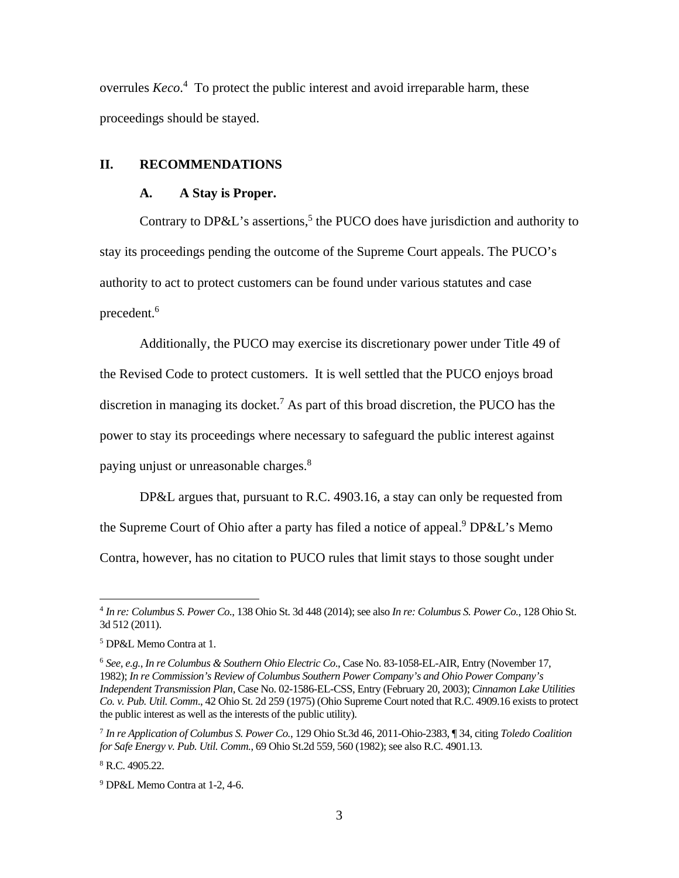overrules *Keco*.[4] To protect the public interest and avoid irreparable harm, these proceedings should be stayed.

## II. RECOMMENDATIONS

### A. A Stay is Proper.

Contrary to DP&L's assertions,[5] the PUCO does have jurisdiction and authority to stay its proceedings pending the outcome of the Supreme Court appeals. The PUCO's authority to act to protect customers can be found under various statutes and case precedent.[6]

Additionally, the PUCO may exercise its discretionary power under Title 49 of the Revised Code to protect customers. It is well settled that the PUCO enjoys broad discretion in managing its docket.[7] As part of this broad discretion, the PUCO has the power to stay its proceedings where necessary to safeguard the public interest against paying unjust or unreasonable charges.[8]

DP&L argues that, pursuant to R.C. 4903.16, a stay can only be requested from the Supreme Court of Ohio after a party has filed a notice of appeal.[9] DP&L's Memo Contra, however, has no citation to PUCO rules that limit stays to those sought under

---

[4] *In re: Columbus S. Power Co*., 138 Ohio St. 3d 448 (2014); see also *In re: Columbus S. Power Co.,* 128 Ohio St. 3d 512 (2011).

[5] DP&L Memo Contra at 1.

[6] *See, e.g., In re Columbus & Southern Ohio Electric Co*., Case No. 83-1058-EL-AIR, Entry (November 17, 1982); *In re Commission's Review of Columbus Southern Power Company's and Ohio Power Company's Independent Transmission Plan*, Case No. 02-1586-EL-CSS, Entry (February 20, 2003); *Cinnamon Lake Utilities Co. v. Pub. Util. Comm*., 42 Ohio St. 2d 259 (1975) (Ohio Supreme Court noted that R.C. 4909.16 exists to protect the public interest as well as the interests of the public utility).

[7] *In re Application of Columbus S. Power Co.*, 129 Ohio St.3d 46, 2011-Ohio-2383, ¶ 34, citing *Toledo Coalition for Safe Energy v. Pub. Util. Comm.*, 69 Ohio St.2d 559, 560 (1982); see also R.C. 4901.13.

[8] R.C. 4905.22.

[9] DP&L Memo Contra at 1-2, 4-6.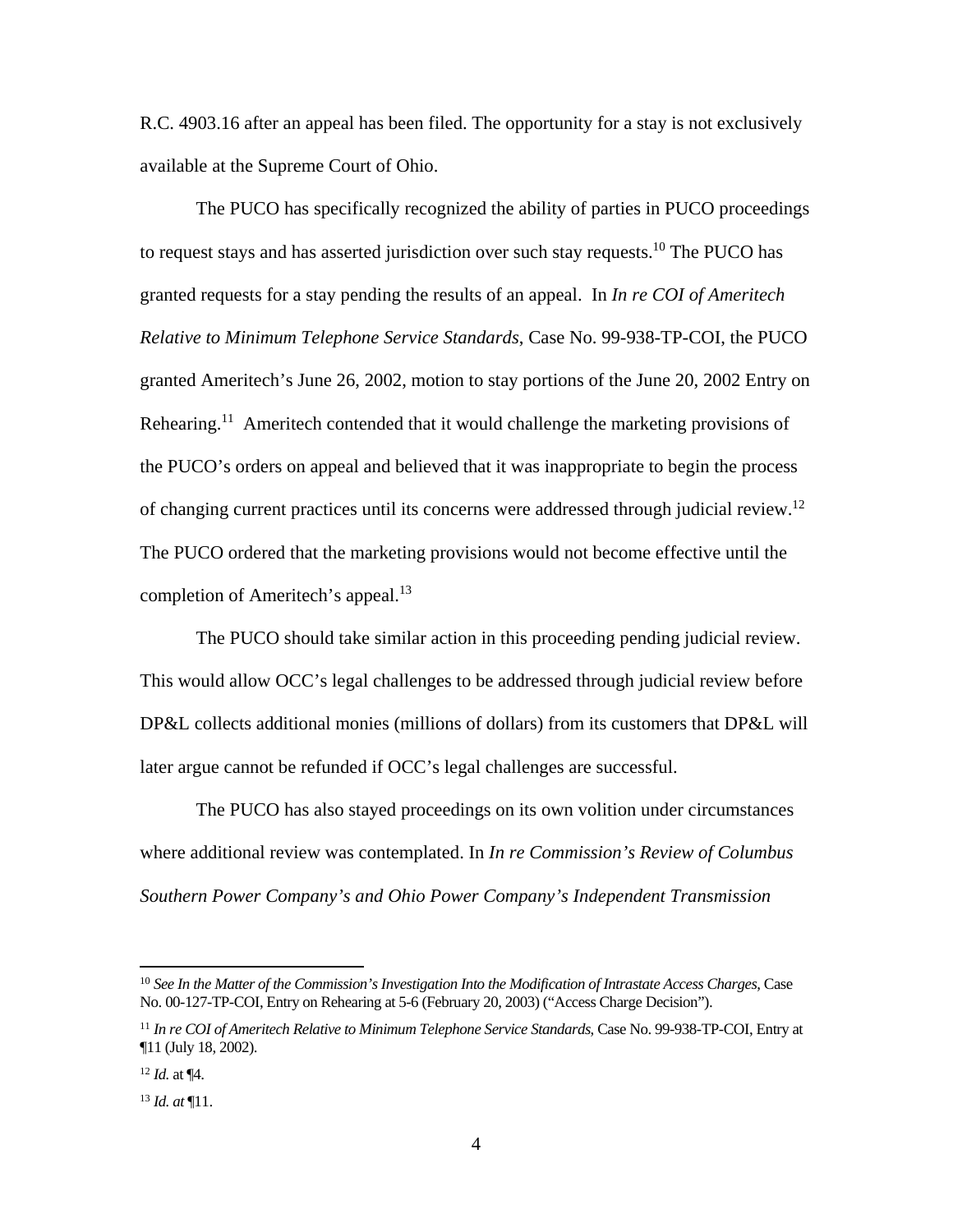R.C. 4903.16 after an appeal has been filed. The opportunity for a stay is not exclusively available at the Supreme Court of Ohio.

The PUCO has specifically recognized the ability of parties in PUCO proceedings to request stays and has asserted jurisdiction over such stay requests.[10] The PUCO has granted requests for a stay pending the results of an appeal. In *In re COI of Ameritech Relative to Minimum Telephone Service Standards*, Case No. 99-938-TP-COI, the PUCO granted Ameritech's June 26, 2002, motion to stay portions of the June 20, 2002 Entry on Rehearing.[11] Ameritech contended that it would challenge the marketing provisions of the PUCO's orders on appeal and believed that it was inappropriate to begin the process of changing current practices until its concerns were addressed through judicial review.[12] The PUCO ordered that the marketing provisions would not become effective until the completion of Ameritech's appeal.[13]

The PUCO should take similar action in this proceeding pending judicial review. This would allow OCC's legal challenges to be addressed through judicial review before DP&L collects additional monies (millions of dollars) from its customers that DP&L will later argue cannot be refunded if OCC's legal challenges are successful.

The PUCO has also stayed proceedings on its own volition under circumstances where additional review was contemplated. In *In re Commission's Review of Columbus Southern Power Company's and Ohio Power Company's Independent Transmission*

---

[10] *See In the Matter of the Commission's Investigation Into the Modification of Intrastate Access Charges*, Case No. 00-127-TP-COI, Entry on Rehearing at 5-6 (February 20, 2003) ("Access Charge Decision").

[11] *In re COI of Ameritech Relative to Minimum Telephone Service Standards*, Case No. 99-938-TP-COI, Entry at ¶11 (July 18, 2002).

[12] *Id.* at ¶4.

[13] *Id. at* ¶11.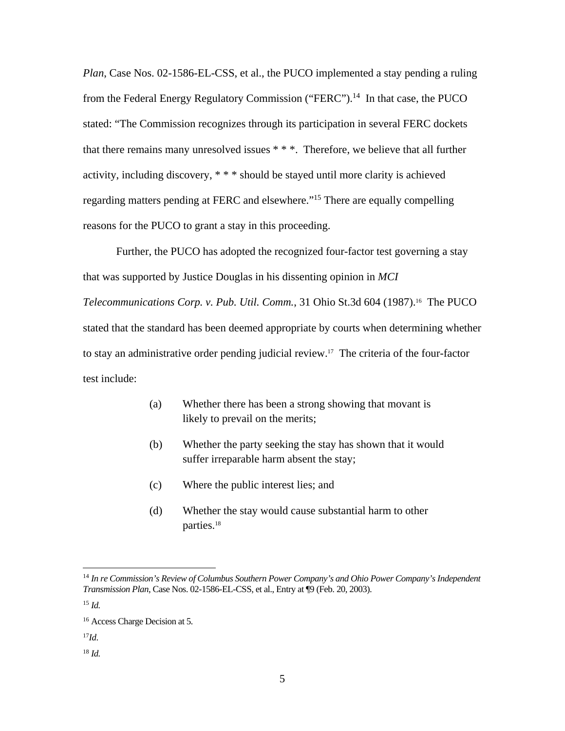*Plan*, Case Nos. 02-1586-EL-CSS, et al., the PUCO implemented a stay pending a ruling from the Federal Energy Regulatory Commission ("FERC").[14] In that case, the PUCO stated: "The Commission recognizes through its participation in several FERC dockets that there remains many unresolved issues * * *. Therefore, we believe that all further activity, including discovery, * * * should be stayed until more clarity is achieved regarding matters pending at FERC and elsewhere."[15] There are equally compelling reasons for the PUCO to grant a stay in this proceeding.

Further, the PUCO has adopted the recognized four-factor test governing a stay that was supported by Justice Douglas in his dissenting opinion in *MCI Telecommunications Corp. v. Pub. Util. Comm.*, 31 Ohio St.3d 604 (1987).[16] The PUCO stated that the standard has been deemed appropriate by courts when determining whether to stay an administrative order pending judicial review.[17] The criteria of the four-factor test include:

> (a) Whether there has been a strong showing that movant is likely to prevail on the merits;
>
> (b) Whether the party seeking the stay has shown that it would suffer irreparable harm absent the stay;
>
> (c) Where the public interest lies; and
>
> (d) Whether the stay would cause substantial harm to other parties.[18]

---

[14] *In re Commission's Review of Columbus Southern Power Company's and Ohio Power Company's Independent Transmission Plan*, Case Nos. 02-1586-EL-CSS, et al., Entry at ¶9 (Feb. 20, 2003).

[15] *Id.*

[16] Access Charge Decision at 5.

[17] *Id.*

[18] *Id.*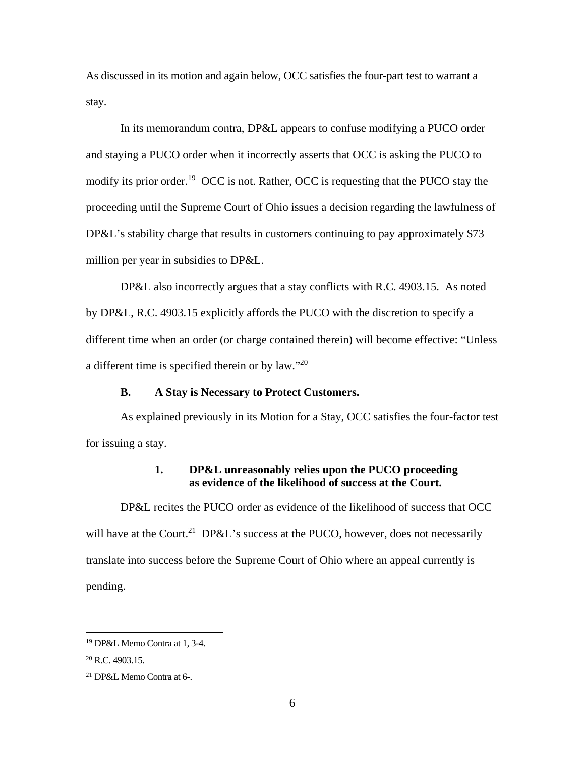As discussed in its motion and again below, OCC satisfies the four-part test to warrant a stay.

In its memorandum contra, DP&L appears to confuse modifying a PUCO order and staying a PUCO order when it incorrectly asserts that OCC is asking the PUCO to modify its prior order.[19] OCC is not. Rather, OCC is requesting that the PUCO stay the proceeding until the Supreme Court of Ohio issues a decision regarding the lawfulness of DP&L's stability charge that results in customers continuing to pay approximately $73 million per year in subsidies to DP&L.

DP&L also incorrectly argues that a stay conflicts with R.C. 4903.15. As noted by DP&L, R.C. 4903.15 explicitly affords the PUCO with the discretion to specify a different time when an order (or charge contained therein) will become effective: "Unless a different time is specified therein or by law."[20]

### B. A Stay is Necessary to Protect Customers.

As explained previously in its Motion for a Stay, OCC satisfies the four-factor test for issuing a stay.

#### 1. DP&L unreasonably relies upon the PUCO proceeding as evidence of the likelihood of success at the Court.

DP&L recites the PUCO order as evidence of the likelihood of success that OCC will have at the Court.[21] DP&L's success at the PUCO, however, does not necessarily translate into success before the Supreme Court of Ohio where an appeal currently is pending.

---

[19] DP&L Memo Contra at 1, 3-4.

[20] R.C. 4903.15.

[21] DP&L Memo Contra at 6-.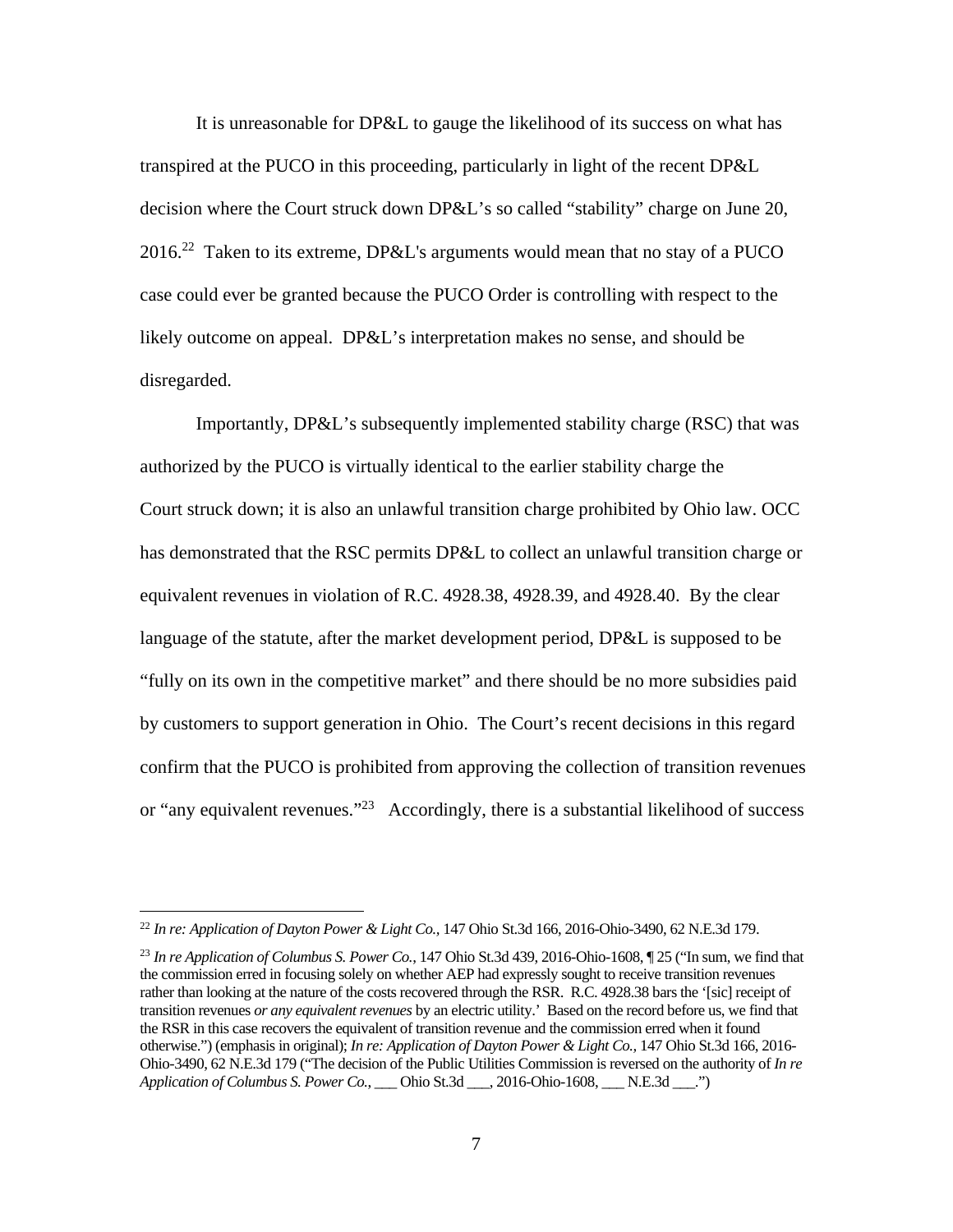It is unreasonable for DP&L to gauge the likelihood of its success on what has transpired at the PUCO in this proceeding, particularly in light of the recent DP&L decision where the Court struck down DP&L's so called "stability" charge on June 20, 2016.[22] Taken to its extreme, DP&L's arguments would mean that no stay of a PUCO case could ever be granted because the PUCO Order is controlling with respect to the likely outcome on appeal. DP&L's interpretation makes no sense, and should be disregarded.

Importantly, DP&L's subsequently implemented stability charge (RSC) that was authorized by the PUCO is virtually identical to the earlier stability charge the Court struck down; it is also an unlawful transition charge prohibited by Ohio law. OCC has demonstrated that the RSC permits DP&L to collect an unlawful transition charge or equivalent revenues in violation of R.C. 4928.38, 4928.39, and 4928.40. By the clear language of the statute, after the market development period, DP&L is supposed to be "fully on its own in the competitive market" and there should be no more subsidies paid by customers to support generation in Ohio. The Court's recent decisions in this regard confirm that the PUCO is prohibited from approving the collection of transition revenues or "any equivalent revenues."[23] Accordingly, there is a substantial likelihood of success

---

[22] *In re: Application of Dayton Power & Light Co.,* 147 Ohio St.3d 166, 2016-Ohio-3490, 62 N.E.3d 179.

[23] *In re Application of Columbus S. Power Co.*, 147 Ohio St.3d 439, 2016-Ohio-1608, ¶ 25 ("In sum, we find that the commission erred in focusing solely on whether AEP had expressly sought to receive transition revenues rather than looking at the nature of the costs recovered through the RSR. R.C. 4928.38 bars the '[sic] receipt of transition revenues *or any equivalent revenues* by an electric utility.' Based on the record before us, we find that the RSR in this case recovers the equivalent of transition revenue and the commission erred when it found otherwise.") (emphasis in original); *In re: Application of Dayton Power & Light Co.,* 147 Ohio St.3d 166, 2016-Ohio-3490, 62 N.E.3d 179 ("The decision of the Public Utilities Commission is reversed on the authority of *In re Application of Columbus S. Power Co.,* ___ Ohio St.3d ___, 2016-Ohio-1608, ___ N.E.3d ___.")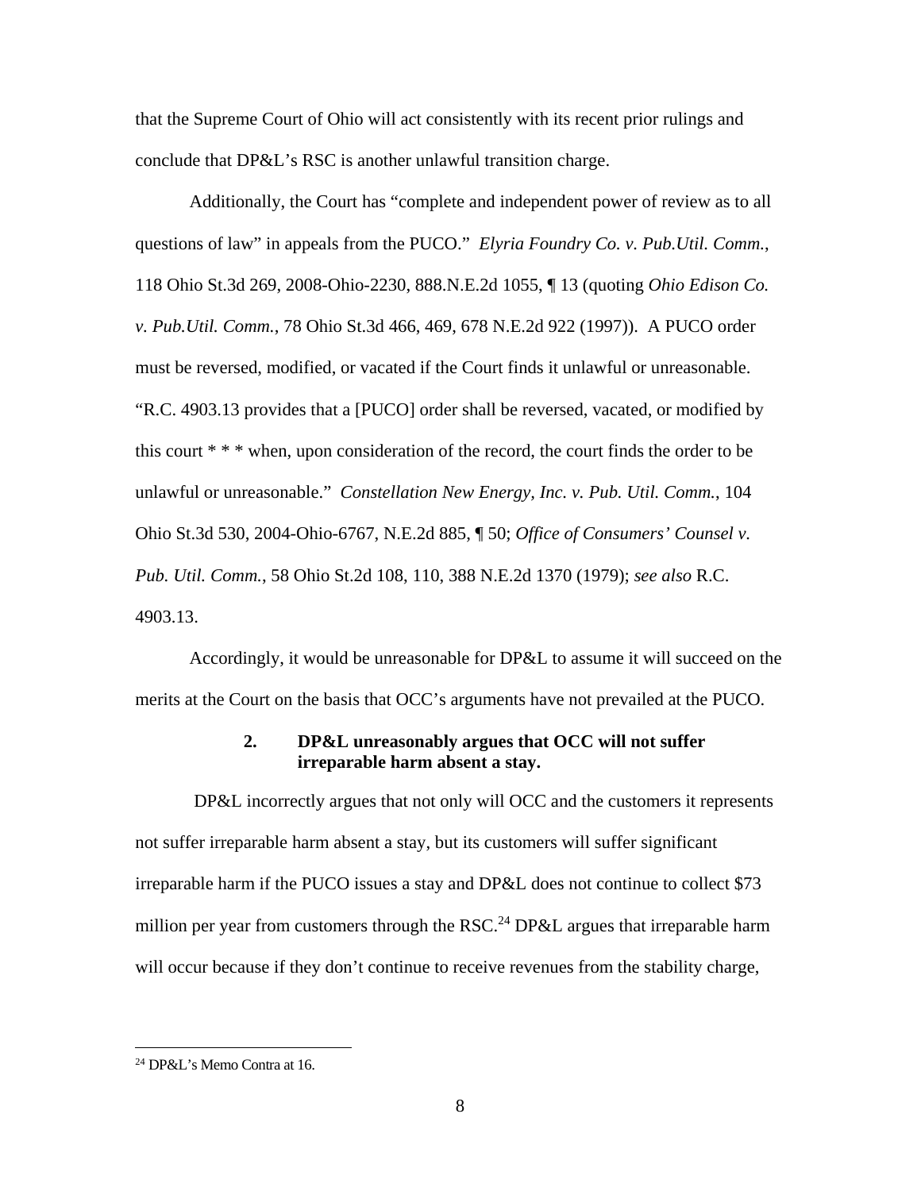that the Supreme Court of Ohio will act consistently with its recent prior rulings and conclude that DP&L's RSC is another unlawful transition charge.

Additionally, the Court has "complete and independent power of review as to all questions of law" in appeals from the PUCO." *Elyria Foundry Co. v. Pub.Util. Comm.*, 118 Ohio St.3d 269, 2008-Ohio-2230, 888.N.E.2d 1055, ¶ 13 (quoting *Ohio Edison Co. v. Pub.Util. Comm.*, 78 Ohio St.3d 466, 469, 678 N.E.2d 922 (1997)). A PUCO order must be reversed, modified, or vacated if the Court finds it unlawful or unreasonable. "R.C. 4903.13 provides that a [PUCO] order shall be reversed, vacated, or modified by this court * * * when, upon consideration of the record, the court finds the order to be unlawful or unreasonable." *Constellation New Energy, Inc. v. Pub. Util. Comm.*, 104 Ohio St.3d 530, 2004-Ohio-6767, N.E.2d 885, ¶ 50; *Office of Consumers' Counsel v. Pub. Util. Comm.*, 58 Ohio St.2d 108, 110, 388 N.E.2d 1370 (1979); *see also* R.C. 4903.13.

Accordingly, it would be unreasonable for DP&L to assume it will succeed on the merits at the Court on the basis that OCC's arguments have not prevailed at the PUCO.

### 2. DP&L unreasonably argues that OCC will not suffer irreparable harm absent a stay.

DP&L incorrectly argues that not only will OCC and the customers it represents not suffer irreparable harm absent a stay, but its customers will suffer significant irreparable harm if the PUCO issues a stay and DP&L does not continue to collect $73 million per year from customers through the RSC.[24] DP&L argues that irreparable harm will occur because if they don't continue to receive revenues from the stability charge,

---

[24] DP&L's Memo Contra at 16.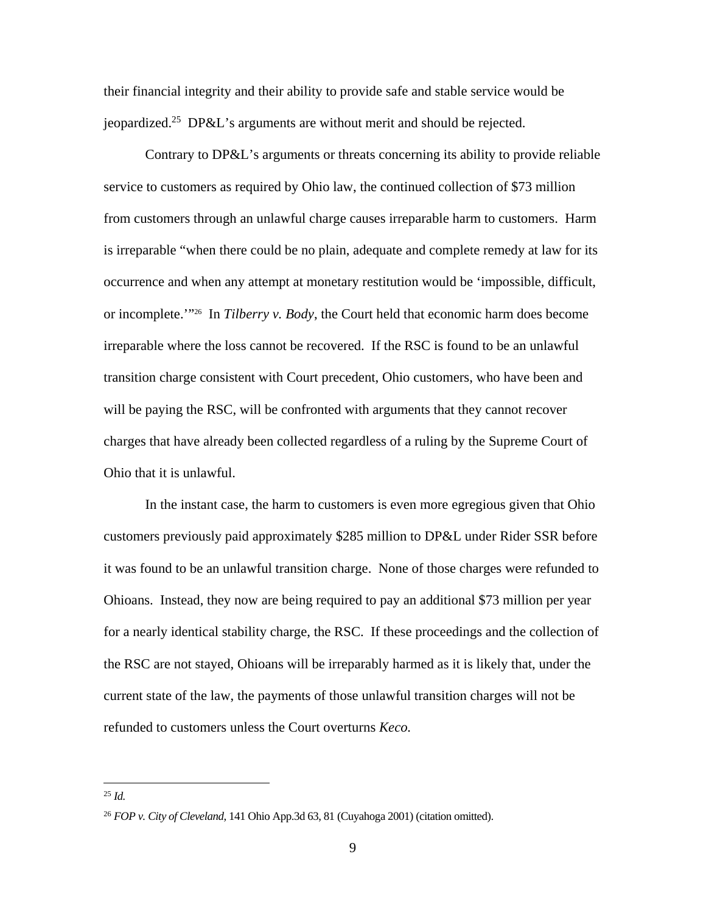their financial integrity and their ability to provide safe and stable service would be jeopardized.[25] DP&L's arguments are without merit and should be rejected.

Contrary to DP&L's arguments or threats concerning its ability to provide reliable service to customers as required by Ohio law, the continued collection of $73 million from customers through an unlawful charge causes irreparable harm to customers. Harm is irreparable "when there could be no plain, adequate and complete remedy at law for its occurrence and when any attempt at monetary restitution would be 'impossible, difficult, or incomplete.'"[26] In *Tilberry v. Body*, the Court held that economic harm does become irreparable where the loss cannot be recovered. If the RSC is found to be an unlawful transition charge consistent with Court precedent, Ohio customers, who have been and will be paying the RSC, will be confronted with arguments that they cannot recover charges that have already been collected regardless of a ruling by the Supreme Court of Ohio that it is unlawful.

In the instant case, the harm to customers is even more egregious given that Ohio customers previously paid approximately $285 million to DP&L under Rider SSR before it was found to be an unlawful transition charge. None of those charges were refunded to Ohioans. Instead, they now are being required to pay an additional $73 million per year for a nearly identical stability charge, the RSC. If these proceedings and the collection of the RSC are not stayed, Ohioans will be irreparably harmed as it is likely that, under the current state of the law, the payments of those unlawful transition charges will not be refunded to customers unless the Court overturns *Keco.*

---

[25] *Id.*

[26] *FOP v. City of Cleveland*, 141 Ohio App.3d 63, 81 (Cuyahoga 2001) (citation omitted).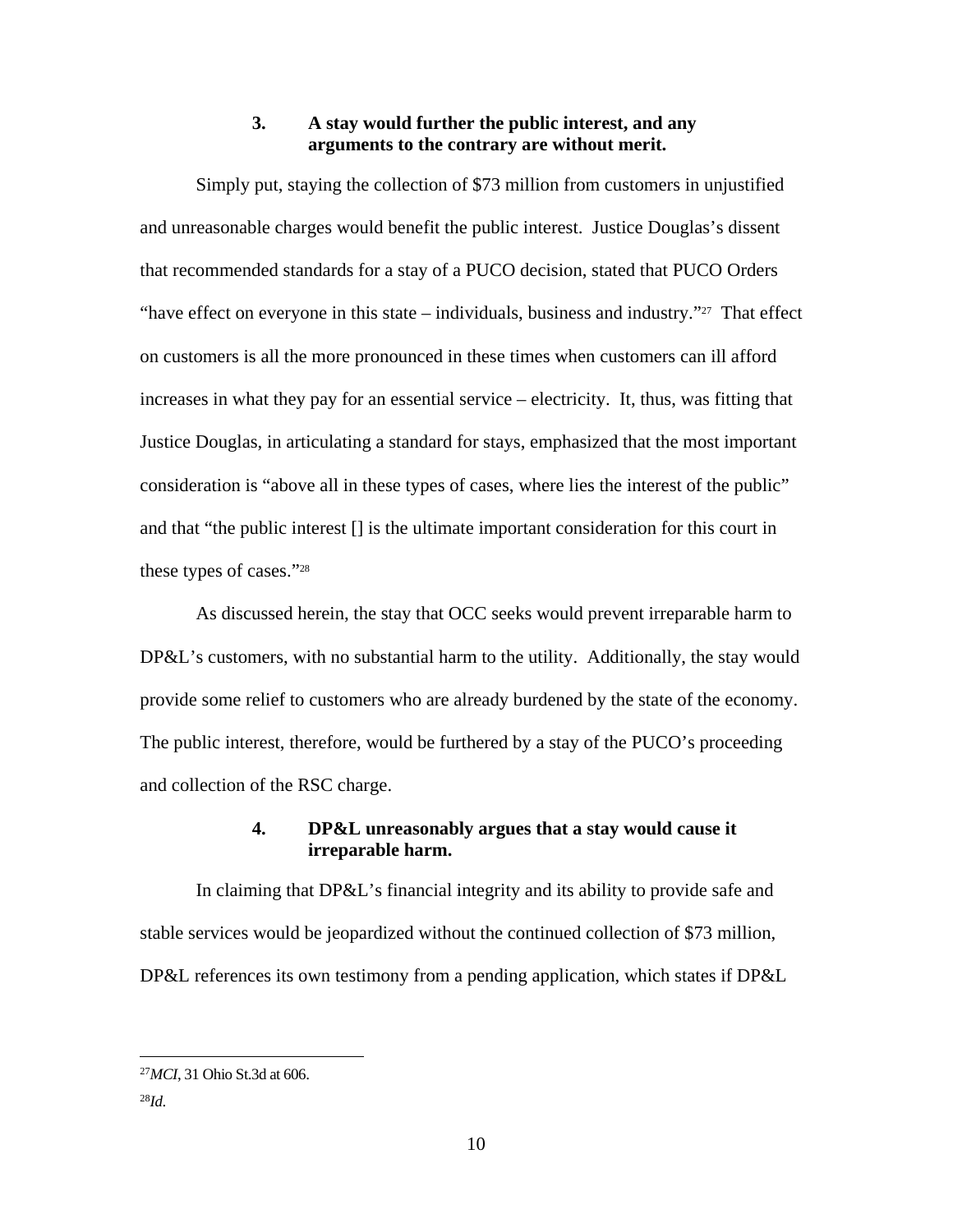### 3. A stay would further the public interest, and any arguments to the contrary are without merit.

Simply put, staying the collection of $73 million from customers in unjustified and unreasonable charges would benefit the public interest. Justice Douglas's dissent that recommended standards for a stay of a PUCO decision, stated that PUCO Orders "have effect on everyone in this state – individuals, business and industry."[27] That effect on customers is all the more pronounced in these times when customers can ill afford increases in what they pay for an essential service – electricity. It, thus, was fitting that Justice Douglas, in articulating a standard for stays, emphasized that the most important consideration is "above all in these types of cases, where lies the interest of the public" and that "the public interest [] is the ultimate important consideration for this court in these types of cases."[28]

As discussed herein, the stay that OCC seeks would prevent irreparable harm to DP&L's customers, with no substantial harm to the utility. Additionally, the stay would provide some relief to customers who are already burdened by the state of the economy. The public interest, therefore, would be furthered by a stay of the PUCO's proceeding and collection of the RSC charge.

### 4. DP&L unreasonably argues that a stay would cause it irreparable harm.

In claiming that DP&L's financial integrity and its ability to provide safe and stable services would be jeopardized without the continued collection of $73 million, DP&L references its own testimony from a pending application, which states if DP&L

---

[27] *MCI*, 31 Ohio St.3d at 606.

[28] *Id.*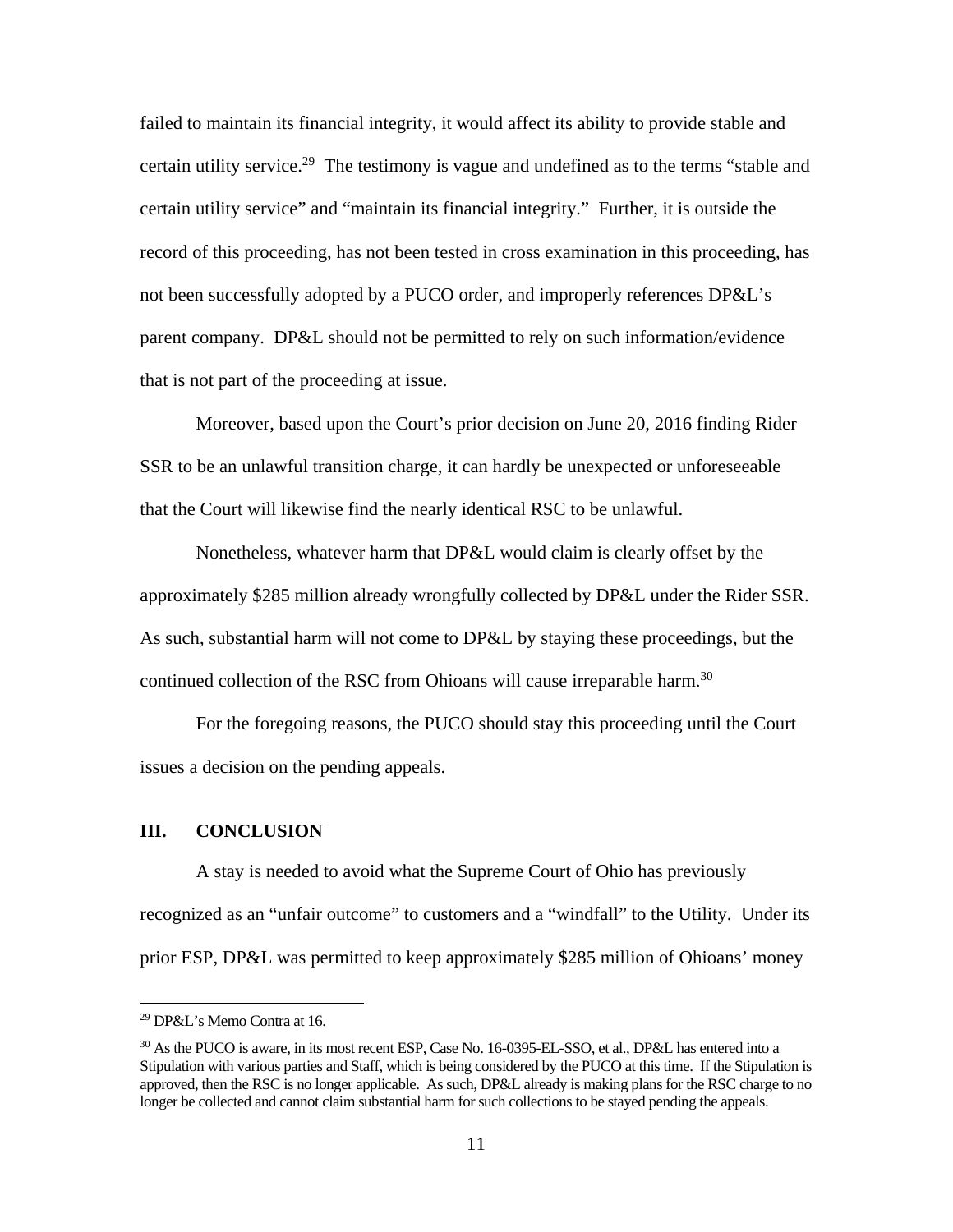failed to maintain its financial integrity, it would affect its ability to provide stable and certain utility service.[29] The testimony is vague and undefined as to the terms "stable and certain utility service" and "maintain its financial integrity." Further, it is outside the record of this proceeding, has not been tested in cross examination in this proceeding, has not been successfully adopted by a PUCO order, and improperly references DP&L's parent company. DP&L should not be permitted to rely on such information/evidence that is not part of the proceeding at issue.

Moreover, based upon the Court's prior decision on June 20, 2016 finding Rider SSR to be an unlawful transition charge, it can hardly be unexpected or unforeseeable that the Court will likewise find the nearly identical RSC to be unlawful.

Nonetheless, whatever harm that DP&L would claim is clearly offset by the approximately $285 million already wrongfully collected by DP&L under the Rider SSR. As such, substantial harm will not come to DP&L by staying these proceedings, but the continued collection of the RSC from Ohioans will cause irreparable harm.[30]

For the foregoing reasons, the PUCO should stay this proceeding until the Court issues a decision on the pending appeals.

## III. CONCLUSION

A stay is needed to avoid what the Supreme Court of Ohio has previously recognized as an "unfair outcome" to customers and a "windfall" to the Utility. Under its prior ESP, DP&L was permitted to keep approximately $285 million of Ohioans' money

---

[29] DP&L's Memo Contra at 16.

[30] As the PUCO is aware, in its most recent ESP, Case No. 16-0395-EL-SSO, et al., DP&L has entered into a Stipulation with various parties and Staff, which is being considered by the PUCO at this time. If the Stipulation is approved, then the RSC is no longer applicable. As such, DP&L already is making plans for the RSC charge to no longer be collected and cannot claim substantial harm for such collections to be stayed pending the appeals.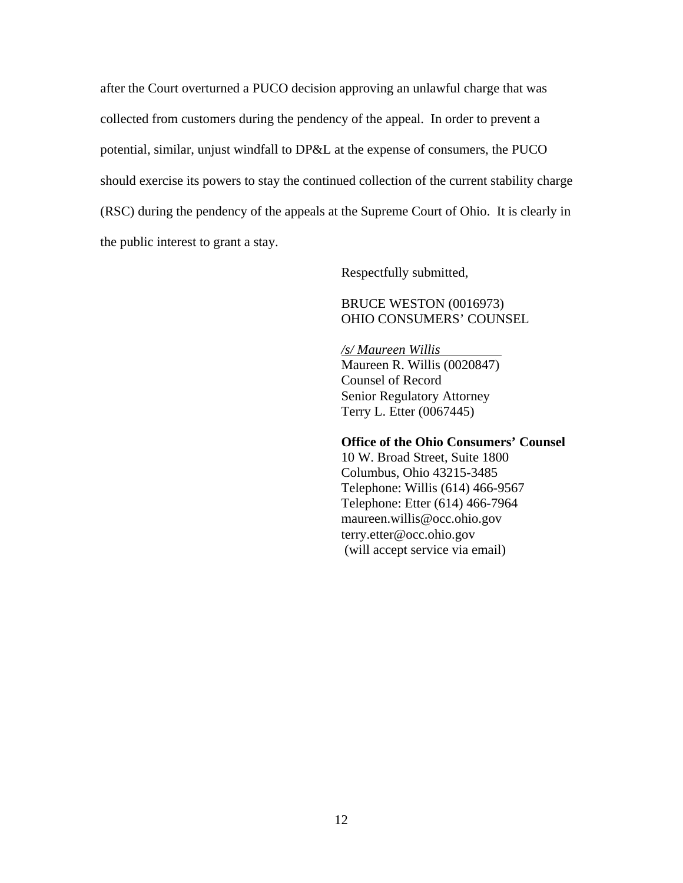after the Court overturned a PUCO decision approving an unlawful charge that was collected from customers during the pendency of the appeal. In order to prevent a potential, similar, unjust windfall to DP&L at the expense of consumers, the PUCO should exercise its powers to stay the continued collection of the current stability charge (RSC) during the pendency of the appeals at the Supreme Court of Ohio. It is clearly in the public interest to grant a stay.

Respectfully submitted,

BRUCE WESTON (0016973)
OHIO CONSUMERS' COUNSEL

*/s/ Maureen Willis*
Maureen R. Willis (0020847)
Counsel of Record
Senior Regulatory Attorney
Terry L. Etter (0067445)

**Office of the Ohio Consumers' Counsel**
10 W. Broad Street, Suite 1800
Columbus, Ohio 43215-3485
Telephone: Willis (614) 466-9567
Telephone: Etter (614) 466-7964
maureen.willis@occ.ohio.gov
terry.etter@occ.ohio.gov
(will accept service via email)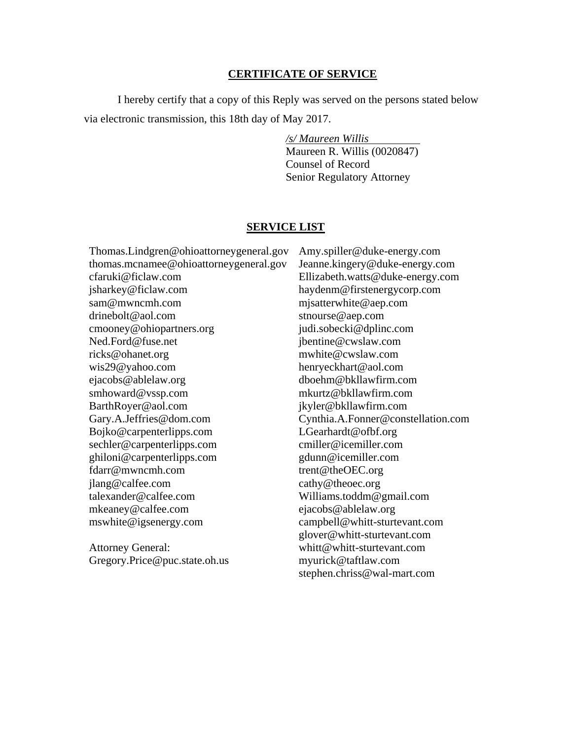## CERTIFICATE OF SERVICE

I hereby certify that a copy of this Reply was served on the persons stated below via electronic transmission, this 18th day of May 2017.

*/s/ Maureen Willis*
Maureen R. Willis (0020847)
Counsel of Record
Senior Regulatory Attorney

## SERVICE LIST

Thomas.Lindgren@ohioattorneygeneral.gov
thomas.mcnamee@ohioattorneygeneral.gov
cfaruki@ficlaw.com
jsharkey@ficlaw.com
sam@mwncmh.com
drinebolt@aol.com
cmooney@ohiopartners.org
Ned.Ford@fuse.net
ricks@ohanet.org
wis29@yahoo.com
ejacobs@ablelaw.org
smhoward@vssp.com
BarthRoyer@aol.com
Gary.A.Jeffries@dom.com
Bojko@carpenterlipps.com
sechler@carpenterlipps.com
ghiloni@carpenterlipps.com
fdarr@mwncmh.com
jlang@calfee.com
talexander@calfee.com
mkeaney@calfee.com
mswhite@igsenergy.com

Attorney General:
Gregory.Price@puc.state.oh.us

Amy.spiller@duke-energy.com
Jeanne.kingery@duke-energy.com
Ellizabeth.watts@duke-energy.com
haydenm@firstenergycorp.com
mjsatterwhite@aep.com
stnourse@aep.com
judi.sobecki@dplinc.com
jbentine@cwslaw.com
mwhite@cwslaw.com
henryeckhart@aol.com
dboehm@bkllawfirm.com
mkurtz@bkllawfirm.com
jkyler@bkllawfirm.com
Cynthia.A.Fonner@constellation.com
LGearhardt@ofbf.org
cmiller@icemiller.com
gdunn@icemiller.com
trent@theOEC.org
cathy@theoec.org
Williams.toddm@gmail.com
ejacobs@ablelaw.org
campbell@whitt-sturtevant.com
glover@whitt-sturtevant.com
whitt@whitt-sturtevant.com
myurick@taftlaw.com
stephen.chriss@wal-mart.com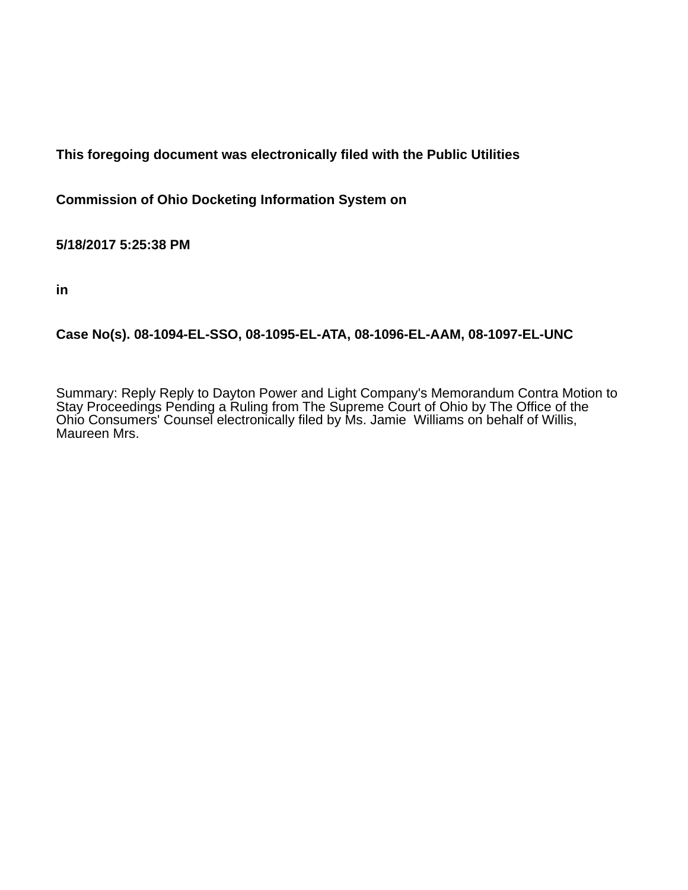**This foregoing document was electronically filed with the Public Utilities**

**Commission of Ohio Docketing Information System on**

**5/18/2017 5:25:38 PM**

**in**

**Case No(s). 08-1094-EL-SSO, 08-1095-EL-ATA, 08-1096-EL-AAM, 08-1097-EL-UNC**

Summary: Reply Reply to Dayton Power and Light Company's Memorandum Contra Motion to Stay Proceedings Pending a Ruling from The Supreme Court of Ohio by The Office of the Ohio Consumers' Counsel electronically filed by Ms. Jamie Williams on behalf of Willis, Maureen Mrs.